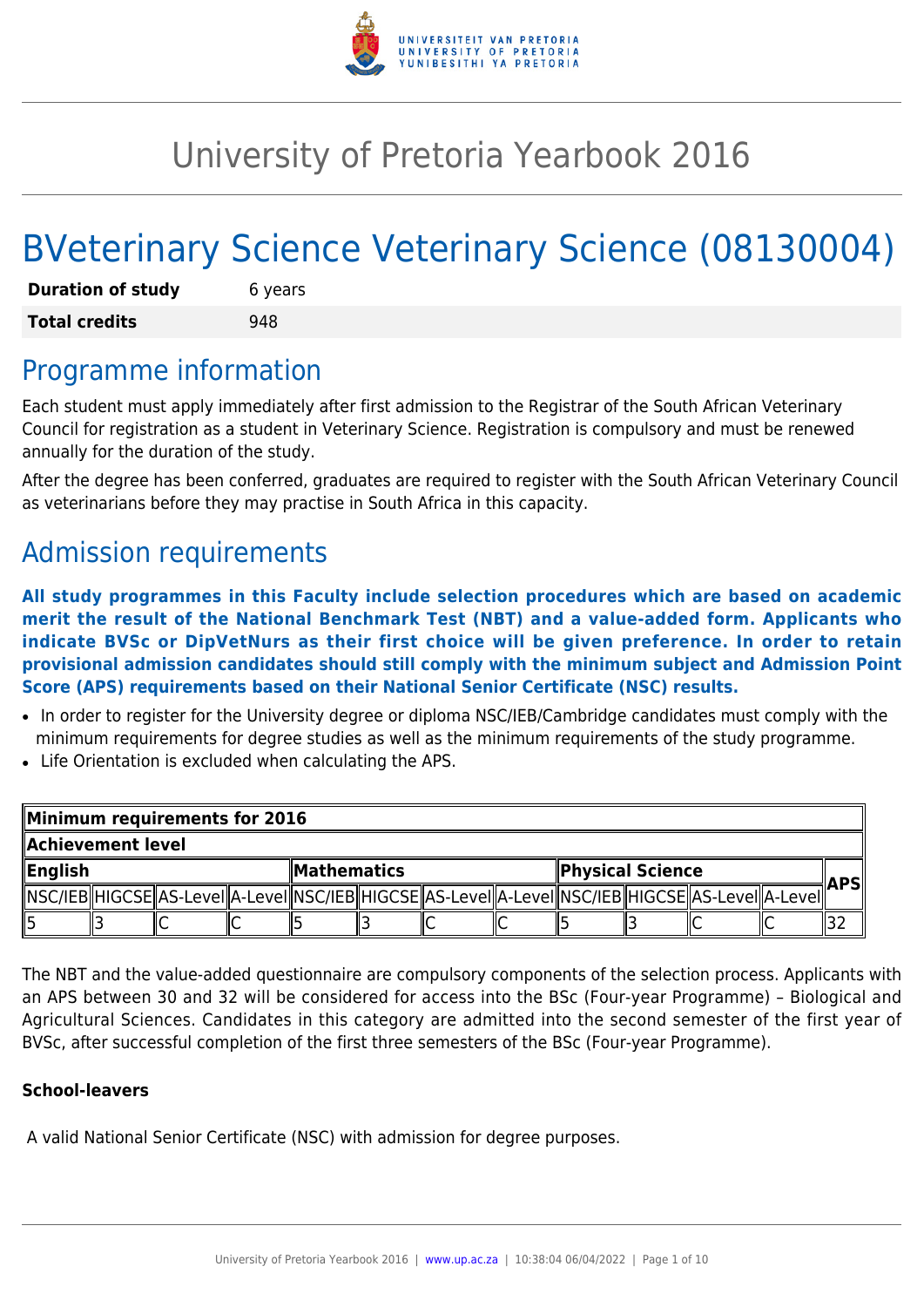# University of Pretoria Yearbook 2016

# BVeterinary Science Veterinary Science (08130004)

| **Duration of study** | 6 years |
|---|---|
| **Total credits** | 948 |

## Programme information

Each student must apply immediately after first admission to the Registrar of the South African Veterinary Council for registration as a student in Veterinary Science. Registration is compulsory and must be renewed annually for the duration of the study.

After the degree has been conferred, graduates are required to register with the South African Veterinary Council as veterinarians before they may practise in South Africa in this capacity.

## Admission requirements

**All study programmes in this Faculty include selection procedures which are based on academic merit the result of the National Benchmark Test (NBT) and a value-added form. Applicants who indicate BVSc or DipVetNurs as their first choice will be given preference. In order to retain provisional admission candidates should still comply with the minimum subject and Admission Point Score (APS) requirements based on their National Senior Certificate (NSC) results.**

- In order to register for the University degree or diploma NSC/IEB/Cambridge candidates must comply with the minimum requirements for degree studies as well as the minimum requirements of the study programme.
- Life Orientation is excluded when calculating the APS.

| **Minimum requirements for 2016** | | | | | | | | | | | | |
|---|---|---|---|---|---|---|---|---|---|---|---|---|
| **Achievement level** | | | | | | | | | | | | |
| **English** | | | | **Mathematics** | | | | **Physical Science** | | | | **APS** |
| NSC/IEB | HIGCSE | AS-Level | A-Level | NSC/IEB | HIGCSE | AS-Level | A-Level | NSC/IEB | HIGCSE | AS-Level | A-Level | |
| 5 | 3 | C | C | 5 | 3 | C | C | 5 | 3 | C | C | 32 |

The NBT and the value-added questionnaire are compulsory components of the selection process. Applicants with an APS between 30 and 32 will be considered for access into the BSc (Four-year Programme) – Biological and Agricultural Sciences. Candidates in this category are admitted into the second semester of the first year of BVSc, after successful completion of the first three semesters of the BSc (Four-year Programme).

**School-leavers**

A valid National Senior Certificate (NSC) with admission for degree purposes.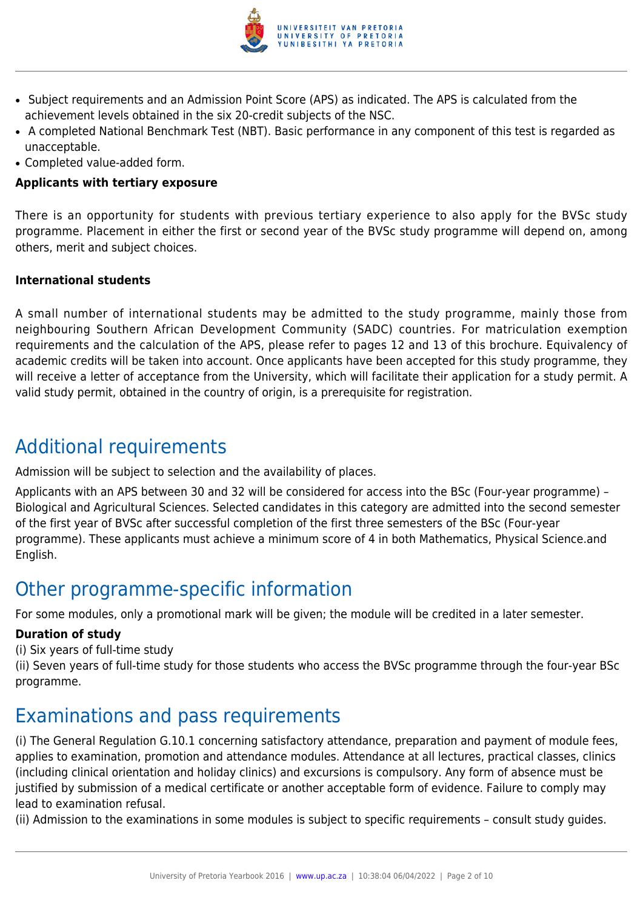- Subject requirements and an Admission Point Score (APS) as indicated. The APS is calculated from the achievement levels obtained in the six 20-credit subjects of the NSC.
- A completed National Benchmark Test (NBT). Basic performance in any component of this test is regarded as unacceptable.
- Completed value-added form.

**Applicants with tertiary exposure**

There is an opportunity for students with previous tertiary experience to also apply for the BVSc study programme. Placement in either the first or second year of the BVSc study programme will depend on, among others, merit and subject choices.

**International students**

A small number of international students may be admitted to the study programme, mainly those from neighbouring Southern African Development Community (SADC) countries. For matriculation exemption requirements and the calculation of the APS, please refer to pages 12 and 13 of this brochure. Equivalency of academic credits will be taken into account. Once applicants have been accepted for this study programme, they will receive a letter of acceptance from the University, which will facilitate their application for a study permit. A valid study permit, obtained in the country of origin, is a prerequisite for registration.

## Additional requirements

Admission will be subject to selection and the availability of places.

Applicants with an APS between 30 and 32 will be considered for access into the BSc (Four-year programme) – Biological and Agricultural Sciences. Selected candidates in this category are admitted into the second semester of the first year of BVSc after successful completion of the first three semesters of the BSc (Four-year programme). These applicants must achieve a minimum score of 4 in both Mathematics, Physical Science.and English.

## Other programme-specific information

For some modules, only a promotional mark will be given; the module will be credited in a later semester.

**Duration of study**

(i) Six years of full-time study

(ii) Seven years of full-time study for those students who access the BVSc programme through the four-year BSc programme.

## Examinations and pass requirements

(i) The General Regulation G.10.1 concerning satisfactory attendance, preparation and payment of module fees, applies to examination, promotion and attendance modules. Attendance at all lectures, practical classes, clinics (including clinical orientation and holiday clinics) and excursions is compulsory. Any form of absence must be justified by submission of a medical certificate or another acceptable form of evidence. Failure to comply may lead to examination refusal.

(ii) Admission to the examinations in some modules is subject to specific requirements – consult study guides.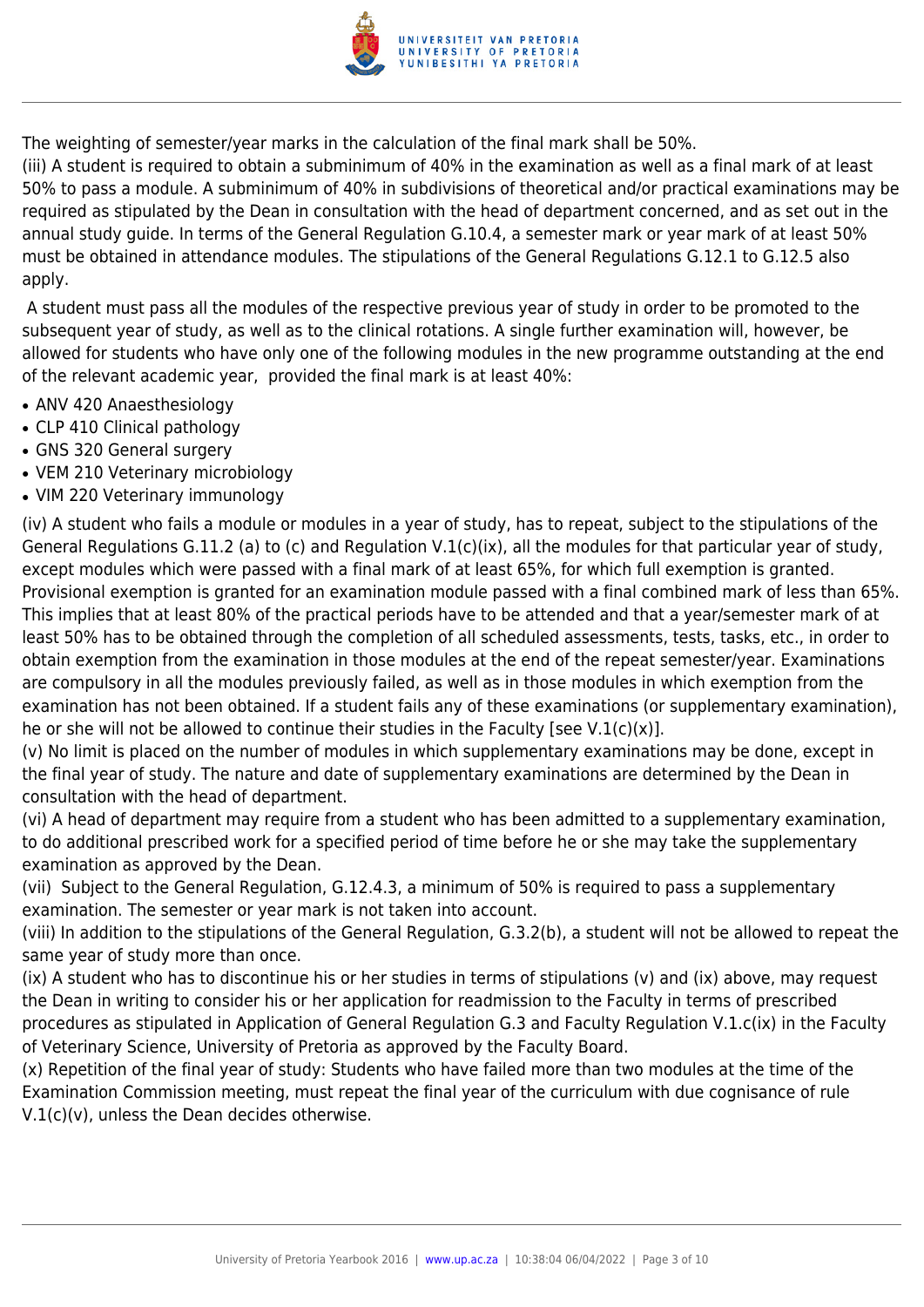The weighting of semester/year marks in the calculation of the final mark shall be 50%.

(iii) A student is required to obtain a subminimum of 40% in the examination as well as a final mark of at least 50% to pass a module. A subminimum of 40% in subdivisions of theoretical and/or practical examinations may be required as stipulated by the Dean in consultation with the head of department concerned, and as set out in the annual study guide. In terms of the General Regulation G.10.4, a semester mark or year mark of at least 50% must be obtained in attendance modules. The stipulations of the General Regulations G.12.1 to G.12.5 also apply.

A student must pass all the modules of the respective previous year of study in order to be promoted to the subsequent year of study, as well as to the clinical rotations. A single further examination will, however, be allowed for students who have only one of the following modules in the new programme outstanding at the end of the relevant academic year, provided the final mark is at least 40%:

- ANV 420 Anaesthesiology
- CLP 410 Clinical pathology
- GNS 320 General surgery
- VEM 210 Veterinary microbiology
- VIM 220 Veterinary immunology

(iv) A student who fails a module or modules in a year of study, has to repeat, subject to the stipulations of the General Regulations G.11.2 (a) to (c) and Regulation V.1(c)(ix), all the modules for that particular year of study, except modules which were passed with a final mark of at least 65%, for which full exemption is granted. Provisional exemption is granted for an examination module passed with a final combined mark of less than 65%. This implies that at least 80% of the practical periods have to be attended and that a year/semester mark of at least 50% has to be obtained through the completion of all scheduled assessments, tests, tasks, etc., in order to obtain exemption from the examination in those modules at the end of the repeat semester/year. Examinations are compulsory in all the modules previously failed, as well as in those modules in which exemption from the examination has not been obtained. If a student fails any of these examinations (or supplementary examination), he or she will not be allowed to continue their studies in the Faculty [see V.1(c)(x)].

(v) No limit is placed on the number of modules in which supplementary examinations may be done, except in the final year of study. The nature and date of supplementary examinations are determined by the Dean in consultation with the head of department.

(vi) A head of department may require from a student who has been admitted to a supplementary examination, to do additional prescribed work for a specified period of time before he or she may take the supplementary examination as approved by the Dean.

(vii) Subject to the General Regulation, G.12.4.3, a minimum of 50% is required to pass a supplementary examination. The semester or year mark is not taken into account.

(viii) In addition to the stipulations of the General Regulation, G.3.2(b), a student will not be allowed to repeat the same year of study more than once.

(ix) A student who has to discontinue his or her studies in terms of stipulations (v) and (ix) above, may request the Dean in writing to consider his or her application for readmission to the Faculty in terms of prescribed procedures as stipulated in Application of General Regulation G.3 and Faculty Regulation V.1.c(ix) in the Faculty of Veterinary Science, University of Pretoria as approved by the Faculty Board.

(x) Repetition of the final year of study: Students who have failed more than two modules at the time of the Examination Commission meeting, must repeat the final year of the curriculum with due cognisance of rule V.1(c)(v), unless the Dean decides otherwise.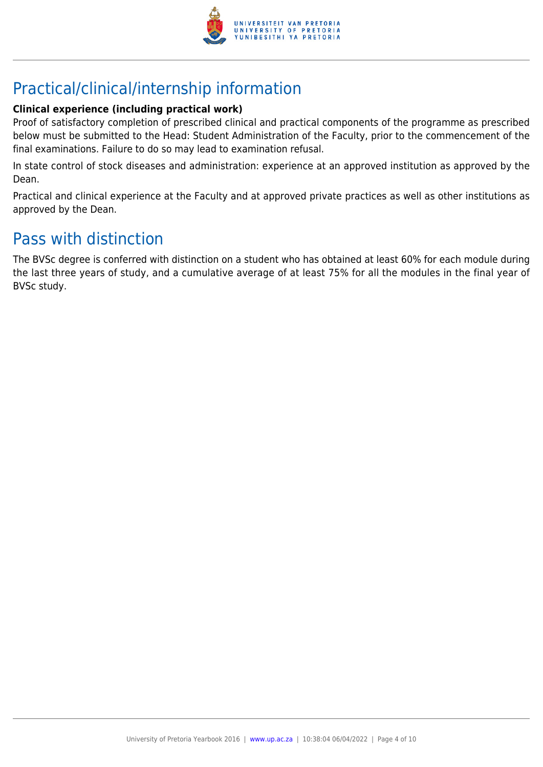## Practical/clinical/internship information

**Clinical experience (including practical work)**

Proof of satisfactory completion of prescribed clinical and practical components of the programme as prescribed below must be submitted to the Head: Student Administration of the Faculty, prior to the commencement of the final examinations. Failure to do so may lead to examination refusal.

In state control of stock diseases and administration: experience at an approved institution as approved by the Dean.

Practical and clinical experience at the Faculty and at approved private practices as well as other institutions as approved by the Dean.

## Pass with distinction

The BVSc degree is conferred with distinction on a student who has obtained at least 60% for each module during the last three years of study, and a cumulative average of at least 75% for all the modules in the final year of BVSc study.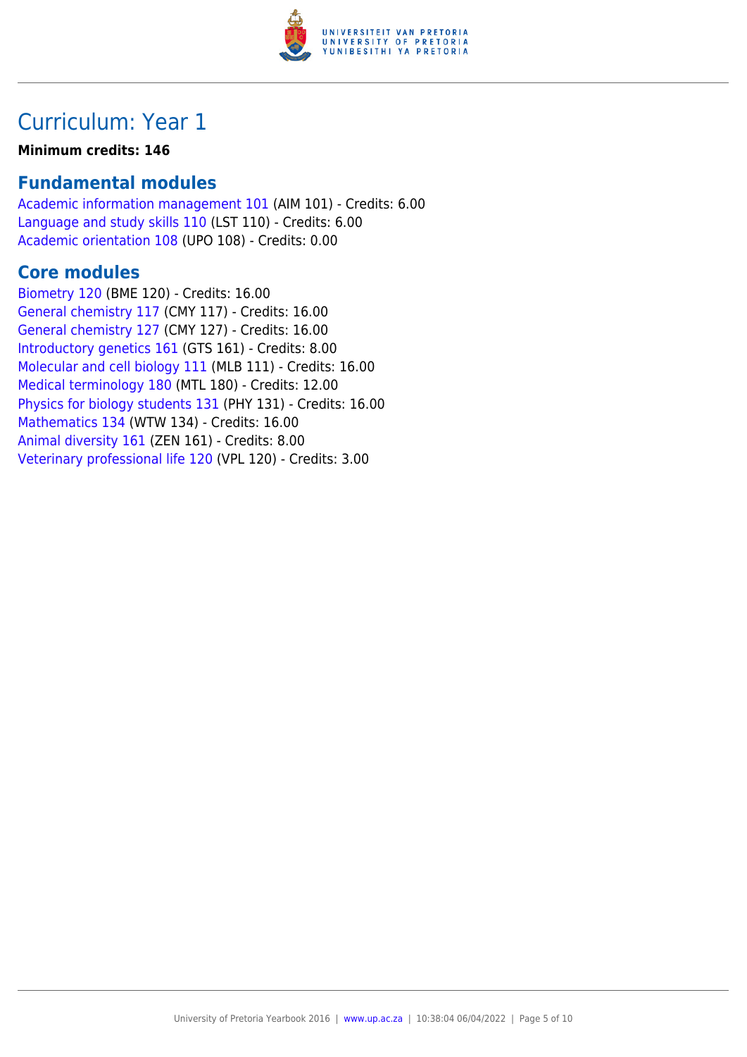# Curriculum: Year 1

**Minimum credits: 146**

## Fundamental modules

Academic information management 101 (AIM 101) - Credits: 6.00
Language and study skills 110 (LST 110) - Credits: 6.00
Academic orientation 108 (UPO 108) - Credits: 0.00

## Core modules

Biometry 120 (BME 120) - Credits: 16.00
General chemistry 117 (CMY 117) - Credits: 16.00
General chemistry 127 (CMY 127) - Credits: 16.00
Introductory genetics 161 (GTS 161) - Credits: 8.00
Molecular and cell biology 111 (MLB 111) - Credits: 16.00
Medical terminology 180 (MTL 180) - Credits: 12.00
Physics for biology students 131 (PHY 131) - Credits: 16.00
Mathematics 134 (WTW 134) - Credits: 16.00
Animal diversity 161 (ZEN 161) - Credits: 8.00
Veterinary professional life 120 (VPL 120) - Credits: 3.00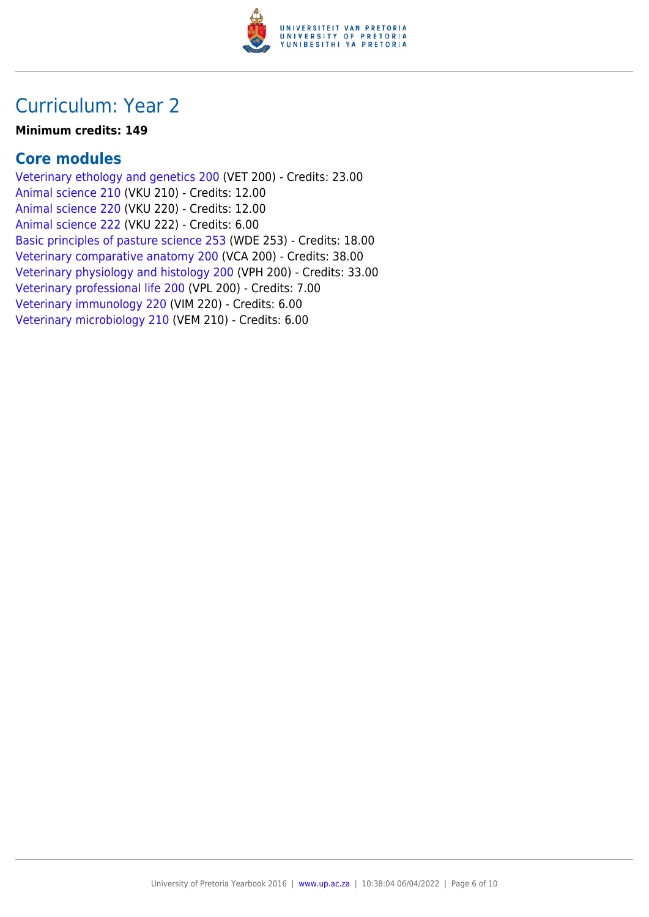# Curriculum: Year 2

**Minimum credits: 149**

## Core modules

Veterinary ethology and genetics 200 (VET 200) - Credits: 23.00
Animal science 210 (VKU 210) - Credits: 12.00
Animal science 220 (VKU 220) - Credits: 12.00
Animal science 222 (VKU 222) - Credits: 6.00
Basic principles of pasture science 253 (WDE 253) - Credits: 18.00
Veterinary comparative anatomy 200 (VCA 200) - Credits: 38.00
Veterinary physiology and histology 200 (VPH 200) - Credits: 33.00
Veterinary professional life 200 (VPL 200) - Credits: 7.00
Veterinary immunology 220 (VIM 220) - Credits: 6.00
Veterinary microbiology 210 (VEM 210) - Credits: 6.00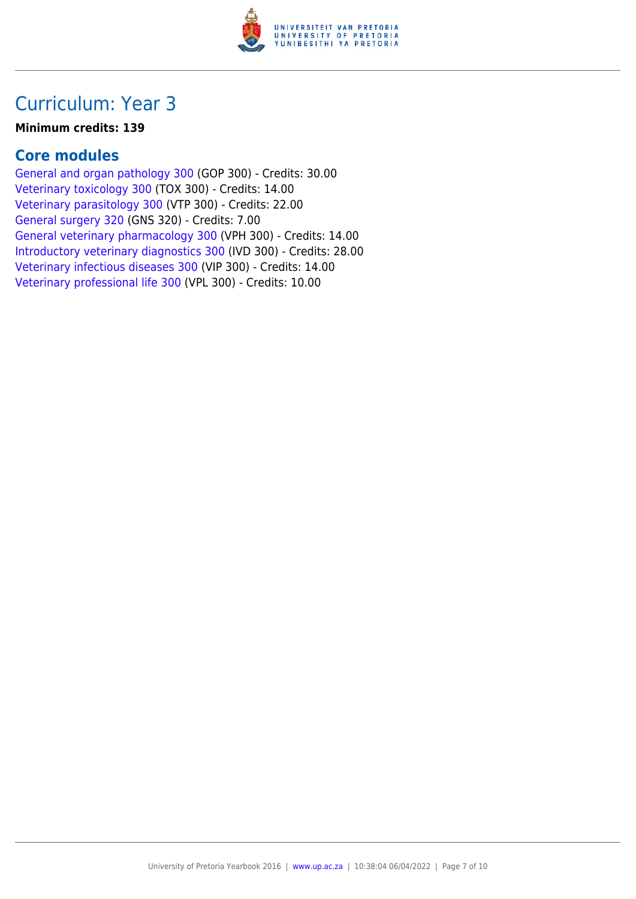# Curriculum: Year 3

**Minimum credits: 139**

## Core modules

General and organ pathology 300 (GOP 300) - Credits: 30.00
Veterinary toxicology 300 (TOX 300) - Credits: 14.00
Veterinary parasitology 300 (VTP 300) - Credits: 22.00
General surgery 320 (GNS 320) - Credits: 7.00
General veterinary pharmacology 300 (VPH 300) - Credits: 14.00
Introductory veterinary diagnostics 300 (IVD 300) - Credits: 28.00
Veterinary infectious diseases 300 (VIP 300) - Credits: 14.00
Veterinary professional life 300 (VPL 300) - Credits: 10.00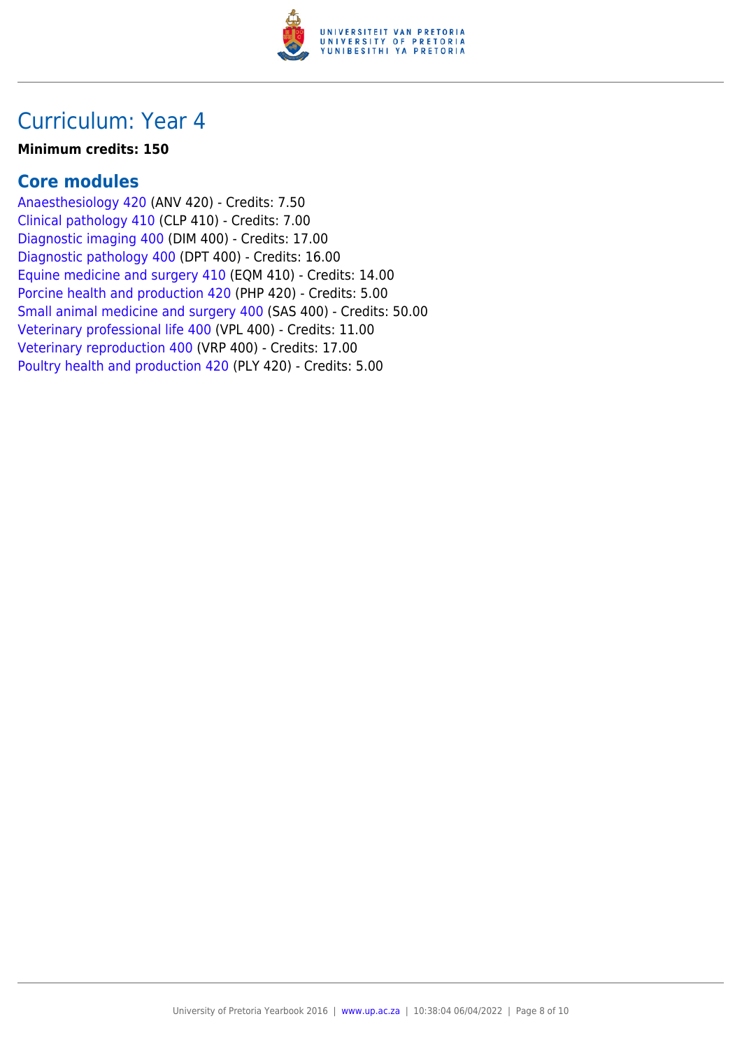## Curriculum: Year 4

**Minimum credits: 150**

### Core modules

Anaesthesiology 420 (ANV 420) - Credits: 7.50
Clinical pathology 410 (CLP 410) - Credits: 7.00
Diagnostic imaging 400 (DIM 400) - Credits: 17.00
Diagnostic pathology 400 (DPT 400) - Credits: 16.00
Equine medicine and surgery 410 (EQM 410) - Credits: 14.00
Porcine health and production 420 (PHP 420) - Credits: 5.00
Small animal medicine and surgery 400 (SAS 400) - Credits: 50.00
Veterinary professional life 400 (VPL 400) - Credits: 11.00
Veterinary reproduction 400 (VRP 400) - Credits: 17.00
Poultry health and production 420 (PLY 420) - Credits: 5.00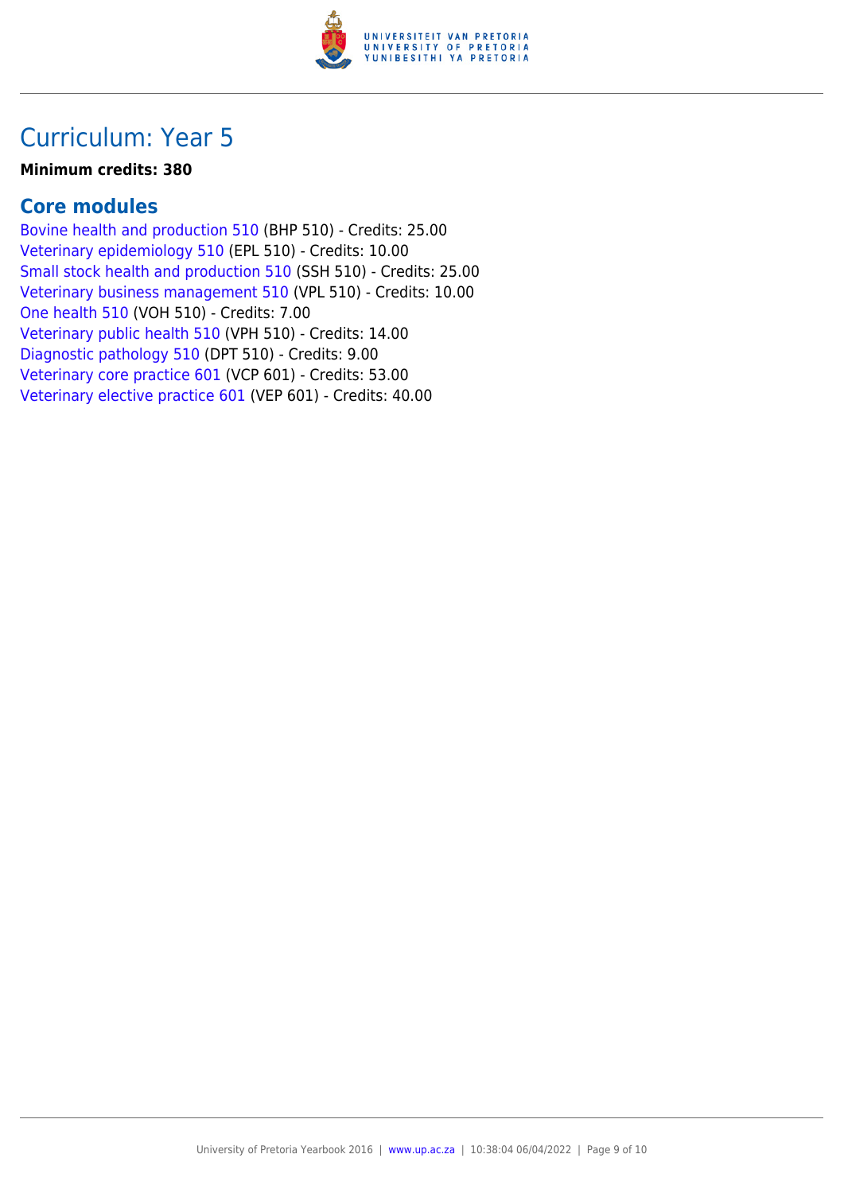## Curriculum: Year 5

**Minimum credits: 380**

### Core modules

Bovine health and production 510 (BHP 510) - Credits: 25.00
Veterinary epidemiology 510 (EPL 510) - Credits: 10.00
Small stock health and production 510 (SSH 510) - Credits: 25.00
Veterinary business management 510 (VPL 510) - Credits: 10.00
One health 510 (VOH 510) - Credits: 7.00
Veterinary public health 510 (VPH 510) - Credits: 14.00
Diagnostic pathology 510 (DPT 510) - Credits: 9.00
Veterinary core practice 601 (VCP 601) - Credits: 53.00
Veterinary elective practice 601 (VEP 601) - Credits: 40.00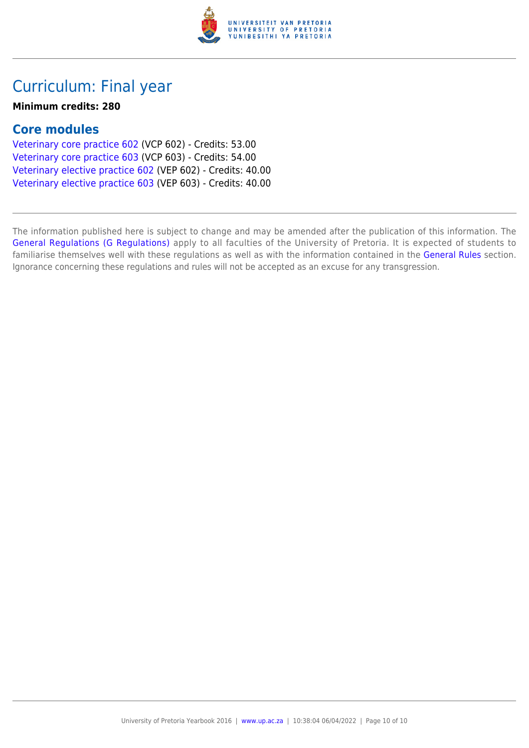# Curriculum: Final year

**Minimum credits: 280**

## Core modules

Veterinary core practice 602 (VCP 602) - Credits: 53.00
Veterinary core practice 603 (VCP 603) - Credits: 54.00
Veterinary elective practice 602 (VEP 602) - Credits: 40.00
Veterinary elective practice 603 (VEP 603) - Credits: 40.00

---

The information published here is subject to change and may be amended after the publication of this information. The General Regulations (G Regulations) apply to all faculties of the University of Pretoria. It is expected of students to familiarise themselves well with these regulations as well as with the information contained in the General Rules section. Ignorance concerning these regulations and rules will not be accepted as an excuse for any transgression.